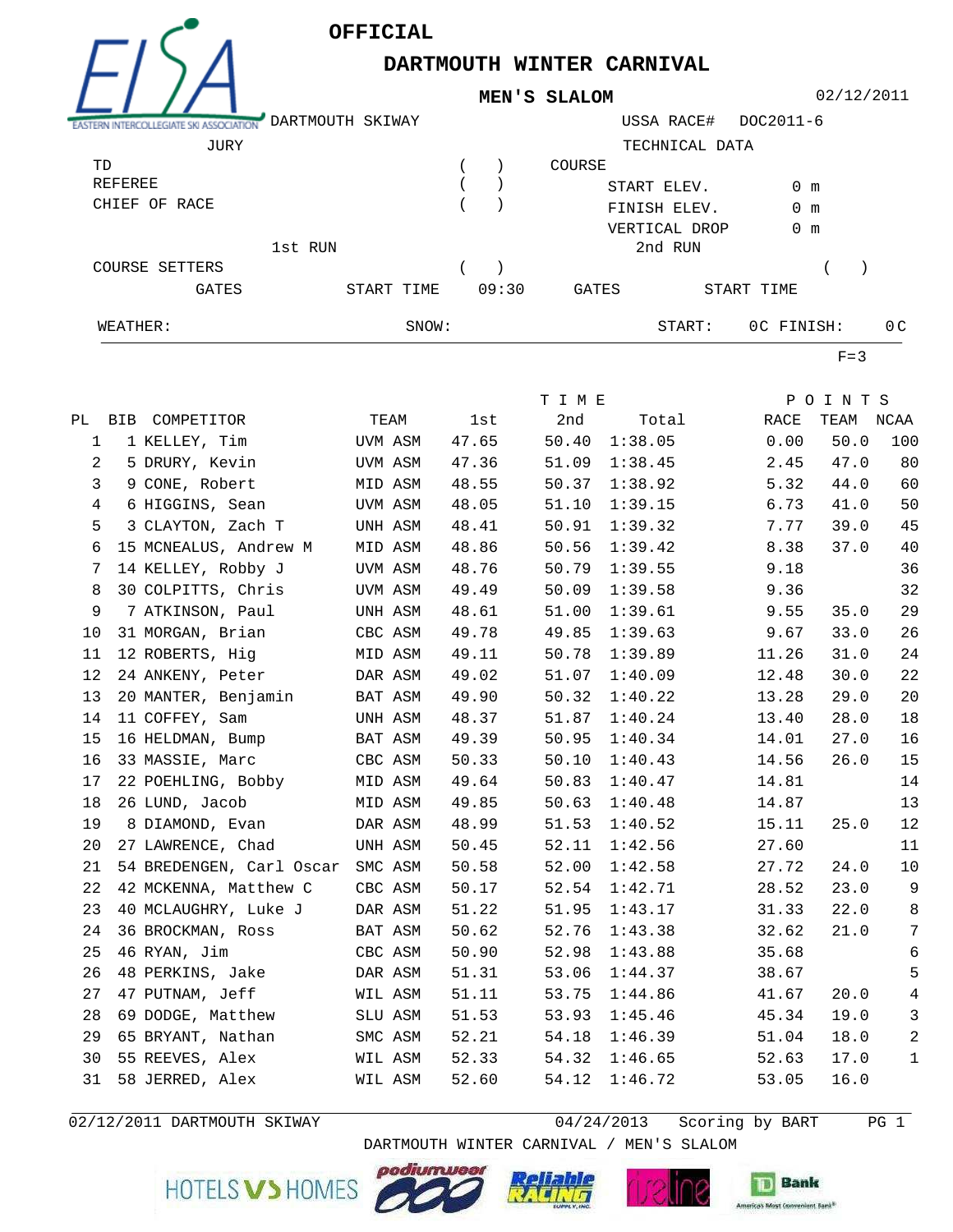# OFFICIAL

## DARTMOUTH WINTER CARNIVAL

### MEN'S SLALOM

02/12/2011

DARTMOUTH SKIWAY — USSA RACE# DOC2011-6

| JURY | | TECHNICAL DATA | |
|---|---|---|---|
| TD | ( ) | COURSE | |
| REFEREE | ( ) | START ELEV. | 0 m |
| CHIEF OF RACE | ( ) | FINISH ELEV. | 0 m |
| | | VERTICAL DROP | 0 m |

| | 1st RUN | | 2nd RUN |
|---|---|---|---|
| COURSE SETTERS | ( ) | | ( ) |
| GATES | START TIME 09:30 | GATES | START TIME |

WEATHER: SNOW: START: 0C FINISH: 0C

F=3

| PL | BIB | COMPETITOR | TEAM | TIME 1st | 2nd | Total | POINTS RACE | TEAM | NCAA |
|---|---|---|---|---|---|---|---|---|---|
| 1 | 1 | KELLEY, Tim | UVM ASM | 47.65 | 50.40 | 1:38.05 | 0.00 | 50.0 | 100 |
| 2 | 5 | DRURY, Kevin | UVM ASM | 47.36 | 51.09 | 1:38.45 | 2.45 | 47.0 | 80 |
| 3 | 9 | CONE, Robert | MID ASM | 48.55 | 50.37 | 1:38.92 | 5.32 | 44.0 | 60 |
| 4 | 6 | HIGGINS, Sean | UVM ASM | 48.05 | 51.10 | 1:39.15 | 6.73 | 41.0 | 50 |
| 5 | 3 | CLAYTON, Zach T | UNH ASM | 48.41 | 50.91 | 1:39.32 | 7.77 | 39.0 | 45 |
| 6 | 15 | MCNEALUS, Andrew M | MID ASM | 48.86 | 50.56 | 1:39.42 | 8.38 | 37.0 | 40 |
| 7 | 14 | KELLEY, Robby J | UVM ASM | 48.76 | 50.79 | 1:39.55 | 9.18 | | 36 |
| 8 | 30 | COLPITTS, Chris | UVM ASM | 49.49 | 50.09 | 1:39.58 | 9.36 | | 32 |
| 9 | 7 | ATKINSON, Paul | UNH ASM | 48.61 | 51.00 | 1:39.61 | 9.55 | 35.0 | 29 |
| 10 | 31 | MORGAN, Brian | CBC ASM | 49.78 | 49.85 | 1:39.63 | 9.67 | 33.0 | 26 |
| 11 | 12 | ROBERTS, Hig | MID ASM | 49.11 | 50.78 | 1:39.89 | 11.26 | 31.0 | 24 |
| 12 | 24 | ANKENY, Peter | DAR ASM | 49.02 | 51.07 | 1:40.09 | 12.48 | 30.0 | 22 |
| 13 | 20 | MANTER, Benjamin | BAT ASM | 49.90 | 50.32 | 1:40.22 | 13.28 | 29.0 | 20 |
| 14 | 11 | COFFEY, Sam | UNH ASM | 48.37 | 51.87 | 1:40.24 | 13.40 | 28.0 | 18 |
| 15 | 16 | HELDMAN, Bump | BAT ASM | 49.39 | 50.95 | 1:40.34 | 14.01 | 27.0 | 16 |
| 16 | 33 | MASSIE, Marc | CBC ASM | 50.33 | 50.10 | 1:40.43 | 14.56 | 26.0 | 15 |
| 17 | 22 | POEHLING, Bobby | MID ASM | 49.64 | 50.83 | 1:40.47 | 14.81 | | 14 |
| 18 | 26 | LUND, Jacob | MID ASM | 49.85 | 50.63 | 1:40.48 | 14.87 | | 13 |
| 19 | 8 | DIAMOND, Evan | DAR ASM | 48.99 | 51.53 | 1:40.52 | 15.11 | 25.0 | 12 |
| 20 | 27 | LAWRENCE, Chad | UNH ASM | 50.45 | 52.11 | 1:42.56 | 27.60 | | 11 |
| 21 | 54 | BREDENGEN, Carl Oscar | SMC ASM | 50.58 | 52.00 | 1:42.58 | 27.72 | 24.0 | 10 |
| 22 | 42 | MCKENNA, Matthew C | CBC ASM | 50.17 | 52.54 | 1:42.71 | 28.52 | 23.0 | 9 |
| 23 | 40 | MCLAUGHRY, Luke J | DAR ASM | 51.22 | 51.95 | 1:43.17 | 31.33 | 22.0 | 8 |
| 24 | 36 | BROCKMAN, Ross | BAT ASM | 50.62 | 52.76 | 1:43.38 | 32.62 | 21.0 | 7 |
| 25 | 46 | RYAN, Jim | CBC ASM | 50.90 | 52.98 | 1:43.88 | 35.68 | | 6 |
| 26 | 48 | PERKINS, Jake | DAR ASM | 51.31 | 53.06 | 1:44.37 | 38.67 | | 5 |
| 27 | 47 | PUTNAM, Jeff | WIL ASM | 51.11 | 53.75 | 1:44.86 | 41.67 | 20.0 | 4 |
| 28 | 69 | DODGE, Matthew | SLU ASM | 51.53 | 53.93 | 1:45.46 | 45.34 | 19.0 | 3 |
| 29 | 65 | BRYANT, Nathan | SMC ASM | 52.21 | 54.18 | 1:46.39 | 51.04 | 18.0 | 2 |
| 30 | 55 | REEVES, Alex | WIL ASM | 52.33 | 54.32 | 1:46.65 | 52.63 | 17.0 | 1 |
| 31 | 58 | JERRED, Alex | WIL ASM | 52.60 | 54.12 | 1:46.72 | 53.05 | 16.0 | |

02/12/2011 DARTMOUTH SKIWAY — 04/24/2013 Scoring by BART

DARTMOUTH WINTER CARNIVAL / MEN'S SLALOM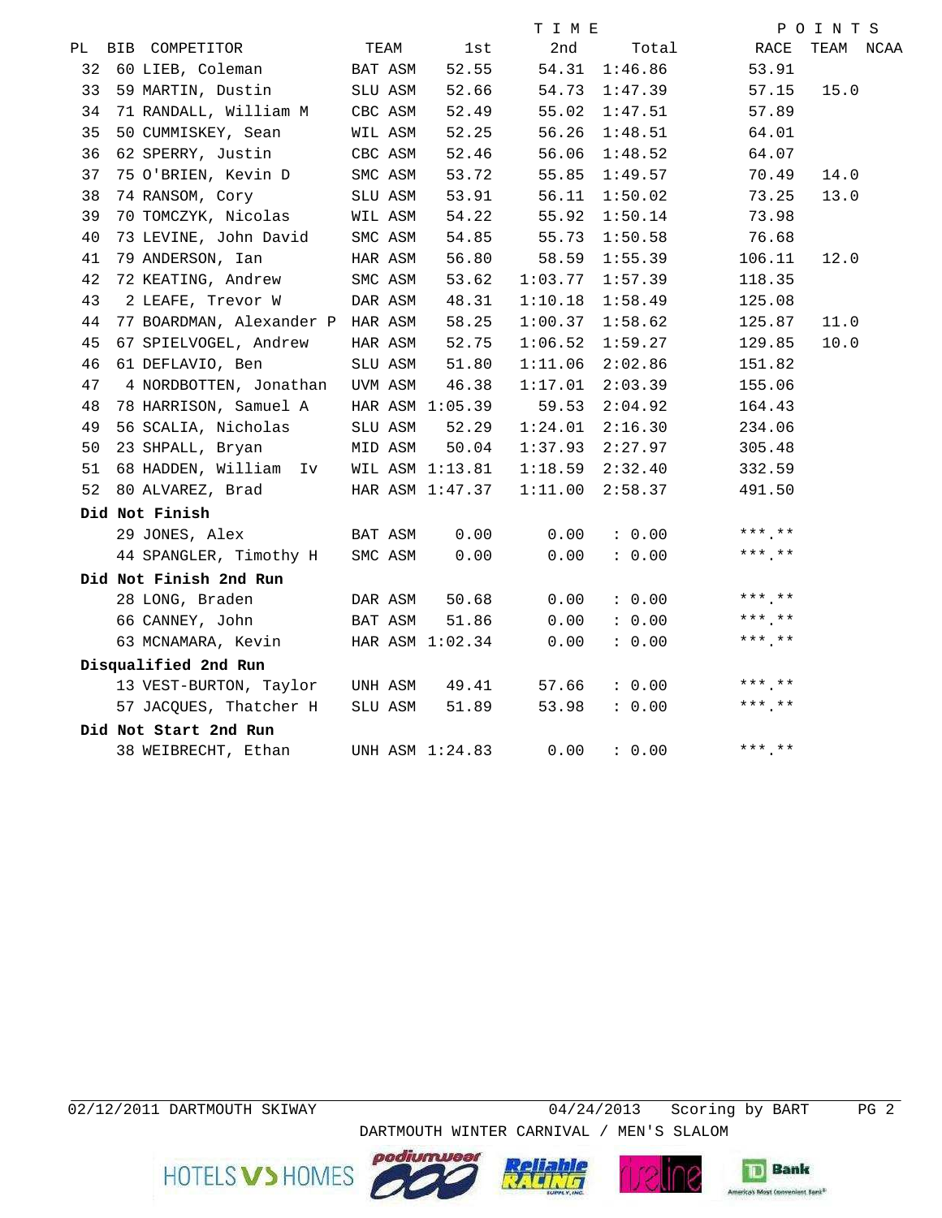| PL | BIB | COMPETITOR | TEAM | TIME 1st | 2nd | Total | POINTS RACE | TEAM | NCAA |
|---|---|---|---|---|---|---|---|---|---|
| 32 | 60 | LIEB, Coleman | BAT ASM | 52.55 | 54.31 | 1:46.86 | 53.91 | | |
| 33 | 59 | MARTIN, Dustin | SLU ASM | 52.66 | 54.73 | 1:47.39 | 57.15 | 15.0 | |
| 34 | 71 | RANDALL, William M | CBC ASM | 52.49 | 55.02 | 1:47.51 | 57.89 | | |
| 35 | 50 | CUMMISKEY, Sean | WIL ASM | 52.25 | 56.26 | 1:48.51 | 64.01 | | |
| 36 | 62 | SPERRY, Justin | CBC ASM | 52.46 | 56.06 | 1:48.52 | 64.07 | | |
| 37 | 75 | O'BRIEN, Kevin D | SMC ASM | 53.72 | 55.85 | 1:49.57 | 70.49 | 14.0 | |
| 38 | 74 | RANSOM, Cory | SLU ASM | 53.91 | 56.11 | 1:50.02 | 73.25 | 13.0 | |
| 39 | 70 | TOMCZYK, Nicolas | WIL ASM | 54.22 | 55.92 | 1:50.14 | 73.98 | | |
| 40 | 73 | LEVINE, John David | SMC ASM | 54.85 | 55.73 | 1:50.58 | 76.68 | | |
| 41 | 79 | ANDERSON, Ian | HAR ASM | 56.80 | 58.59 | 1:55.39 | 106.11 | 12.0 | |
| 42 | 72 | KEATING, Andrew | SMC ASM | 53.62 | 1:03.77 | 1:57.39 | 118.35 | | |
| 43 | 2 | LEAFE, Trevor W | DAR ASM | 48.31 | 1:10.18 | 1:58.49 | 125.08 | | |
| 44 | 77 | BOARDMAN, Alexander P | HAR ASM | 58.25 | 1:00.37 | 1:58.62 | 125.87 | 11.0 | |
| 45 | 67 | SPIELVOGEL, Andrew | HAR ASM | 52.75 | 1:06.52 | 1:59.27 | 129.85 | 10.0 | |
| 46 | 61 | DEFLAVIO, Ben | SLU ASM | 51.80 | 1:11.06 | 2:02.86 | 151.82 | | |
| 47 | 4 | NORDBOTTEN, Jonathan | UVM ASM | 46.38 | 1:17.01 | 2:03.39 | 155.06 | | |
| 48 | 78 | HARRISON, Samuel A | HAR ASM | 1:05.39 | 59.53 | 2:04.92 | 164.43 | | |
| 49 | 56 | SCALIA, Nicholas | SLU ASM | 52.29 | 1:24.01 | 2:16.30 | 234.06 | | |
| 50 | 23 | SHPALL, Bryan | MID ASM | 50.04 | 1:37.93 | 2:27.97 | 305.48 | | |
| 51 | 68 | HADDEN, William Iv | WIL ASM | 1:13.81 | 1:18.59 | 2:32.40 | 332.59 | | |
| 52 | 80 | ALVAREZ, Brad | HAR ASM | 1:47.37 | 1:11.00 | 2:58.37 | 491.50 | | |
| **Did Not Finish** | | | | | | | | | |
| | 29 | JONES, Alex | BAT ASM | 0.00 | 0.00 | : 0.00 | ***.** | | |
| | 44 | SPANGLER, Timothy H | SMC ASM | 0.00 | 0.00 | : 0.00 | ***.** | | |
| **Did Not Finish 2nd Run** | | | | | | | | | |
| | 28 | LONG, Braden | DAR ASM | 50.68 | 0.00 | : 0.00 | ***.** | | |
| | 66 | CANNEY, John | BAT ASM | 51.86 | 0.00 | : 0.00 | ***.** | | |
| | 63 | MCNAMARA, Kevin | HAR ASM | 1:02.34 | 0.00 | : 0.00 | ***.** | | |
| **Disqualified 2nd Run** | | | | | | | | | |
| | 13 | VEST-BURTON, Taylor | UNH ASM | 49.41 | 57.66 | : 0.00 | ***.** | | |
| | 57 | JACQUES, Thatcher H | SLU ASM | 51.89 | 53.98 | : 0.00 | ***.** | | |
| **Did Not Start 2nd Run** | | | | | | | | | |
| | 38 | WEIBRECHT, Ethan | UNH ASM | 1:24.83 | 0.00 | : 0.00 | ***.** | | |

02/12/2011 DARTMOUTH SKIWAY 04/24/2013 Scoring by BART

DARTMOUTH WINTER CARNIVAL / MEN'S SLALOM